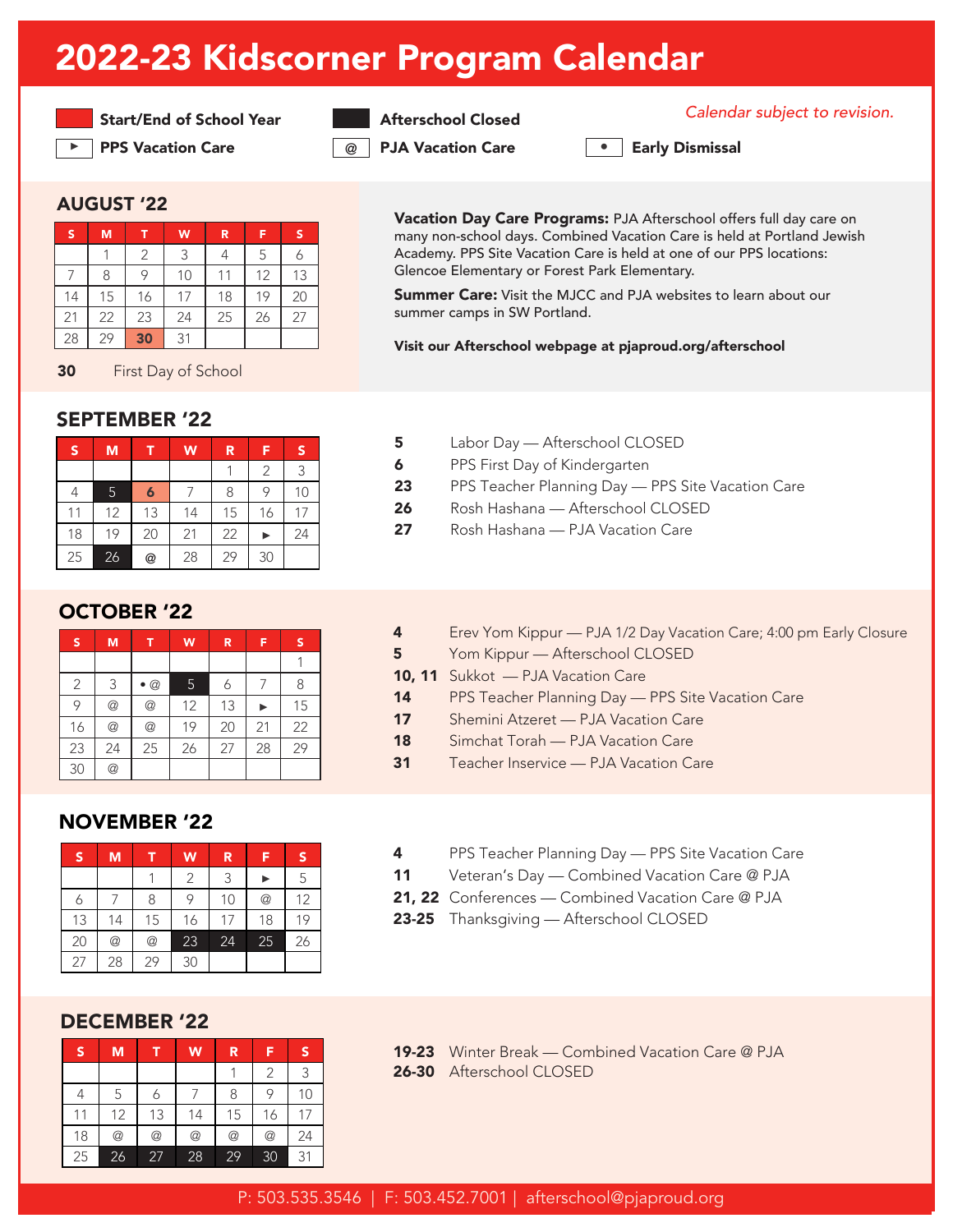# 2022-23 Kidscorner Program Calendar

*Calendar subject to revision.*

- Start/End of School Year (red)
- Afterschool Closed (black)
- ► PPS Vacation Care
- @ PJA Vacation Care
- • Early Dismissal

## AUGUST '22

| S | M | T | W | R | F | S |
|---|---|---|---|---|---|---|
| | 1 | 2 | 3 | 4 | 5 | 6 |
| 7 | 8 | 9 | 10 | 11 | 12 | 13 |
| 14 | 15 | 16 | 17 | 18 | 19 | 20 |
| 21 | 22 | 23 | 24 | 25 | 26 | 27 |
| 28 | 29 | 30 | 31 | | | |

**30** First Day of School

**Vacation Day Care Programs:** PJA Afterschool offers full day care on many non-school days. Combined Vacation Care is held at Portland Jewish Academy. PPS Site Vacation Care is held at one of our PPS locations: Glencoe Elementary or Forest Park Elementary.

**Summer Care:** Visit the MJCC and PJA websites to learn about our summer camps in SW Portland.

**Visit our Afterschool webpage at pjaproud.org/afterschool**

## SEPTEMBER '22

| S | M | T | W | R | F | S |
|---|---|---|---|---|---|---|
| | | | | 1 | 2 | 3 |
| 4 | 5 | 6 | 7 | 8 | 9 | 10 |
| 11 | 12 | 13 | 14 | 15 | 16 | 17 |
| 18 | 19 | 20 | 21 | 22 | ► | 24 |
| 25 | 26 | @ | 28 | 29 | 30 | |

- **5** Labor Day — Afterschool CLOSED
- **6** PPS First Day of Kindergarten
- **23** PPS Teacher Planning Day — PPS Site Vacation Care
- **26** Rosh Hashana — Afterschool CLOSED
- **27** Rosh Hashana — PJA Vacation Care

## OCTOBER '22

| S | M | T | W | R | F | S |
|---|---|---|---|---|---|---|
| | | | | | | 1 |
| 2 | 3 | • @ | 5 | 6 | 7 | 8 |
| 9 | @ | @ | 12 | 13 | ► | 15 |
| 16 | @ | @ | 19 | 20 | 21 | 22 |
| 23 | 24 | 25 | 26 | 27 | 28 | 29 |
| 30 | @ | | | | | |

- **4** Erev Yom Kippur — PJA 1/2 Day Vacation Care; 4:00 pm Early Closure
- **5** Yom Kippur — Afterschool CLOSED
- **10, 11** Sukkot — PJA Vacation Care
- **14** PPS Teacher Planning Day — PPS Site Vacation Care
- **17** Shemini Atzeret — PJA Vacation Care
- **18** Simchat Torah — PJA Vacation Care
- **31** Teacher Inservice — PJA Vacation Care

## NOVEMBER '22

| S | M | T | W | R | F | S |
|---|---|---|---|---|---|---|
| | | 1 | 2 | 3 | ► | 5 |
| 6 | 7 | 8 | 9 | 10 | @ | 12 |
| 13 | 14 | 15 | 16 | 17 | 18 | 19 |
| 20 | @ | @ | 23 | 24 | 25 | 26 |
| 27 | 28 | 29 | 30 | | | |

- **4** PPS Teacher Planning Day — PPS Site Vacation Care
- **11** Veteran's Day — Combined Vacation Care @ PJA
- **21, 22** Conferences — Combined Vacation Care @ PJA
- **23-25** Thanksgiving — Afterschool CLOSED

## DECEMBER '22

| S | M | T | W | R | F | S |
|---|---|---|---|---|---|---|
| | | | | 1 | 2 | 3 |
| 4 | 5 | 6 | 7 | 8 | 9 | 10 |
| 11 | 12 | 13 | 14 | 15 | 16 | 17 |
| 18 | @ | @ | @ | @ | @ | 24 |
| 25 | 26 | 27 | 28 | 29 | 30 | 31 |

- **19-23** Winter Break — Combined Vacation Care @ PJA
- **26-30** Afterschool CLOSED

P: 503.535.3546 | F: 503.452.7001 | afterschool@pjaproud.org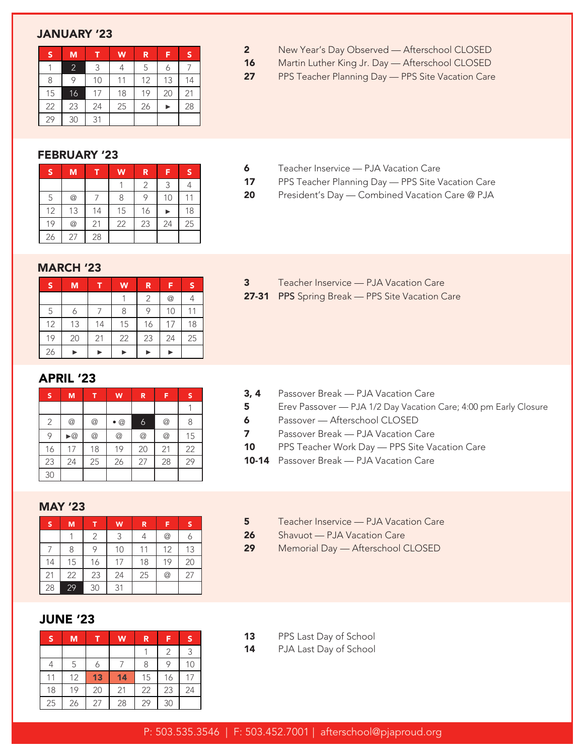## JANUARY '23

| S | M | T | W | R | F | S |
|---|---|---|---|---|---|---|
| 1 | 2 | 3 | 4 | 5 | 6 | 7 |
| 8 | 9 | 10 | 11 | 12 | 13 | 14 |
| 15 | 16 | 17 | 18 | 19 | 20 | 21 |
| 22 | 23 | 24 | 25 | 26 | ► | 28 |
| 29 | 30 | 31 | | | | |

**2** New Year's Day Observed — Afterschool CLOSED
**16** Martin Luther King Jr. Day — Afterschool CLOSED
**27** PPS Teacher Planning Day — PPS Site Vacation Care

## FEBRUARY '23

| S | M | T | W | R | F | S |
|---|---|---|---|---|---|---|
| | | | 1 | 2 | 3 | 4 |
| 5 | @ | 7 | 8 | 9 | 10 | 11 |
| 12 | 13 | 14 | 15 | 16 | ► | 18 |
| 19 | @ | 21 | 22 | 23 | 24 | 25 |
| 26 | 27 | 28 | | | | |

**6** Teacher Inservice — PJA Vacation Care
**17** PPS Teacher Planning Day — PPS Site Vacation Care
**20** President's Day — Combined Vacation Care @ PJA

## MARCH '23

| S | M | T | W | R | F | S |
|---|---|---|---|---|---|---|
| | | | 1 | 2 | @ | 4 |
| 5 | 6 | 7 | 8 | 9 | 10 | 11 |
| 12 | 13 | 14 | 15 | 16 | 17 | 18 |
| 19 | 20 | 21 | 22 | 23 | 24 | 25 |
| 26 | ► | ► | ► | ► | ► | |

**3** Teacher Inservice — PJA Vacation Care
**27-31** **PPS** Spring Break — PPS Site Vacation Care

## APRIL '23

| S | M | T | W | R | F | S |
|---|---|---|---|---|---|---|
| | | | | | | 1 |
| 2 | @ | @ | • @ | 6 | @ | 8 |
| 9 | ►@ | @ | @ | @ | @ | 15 |
| 16 | 17 | 18 | 19 | 20 | 21 | 22 |
| 23 | 24 | 25 | 26 | 27 | 28 | 29 |
| 30 | | | | | | |

**3, 4** Passover Break — PJA Vacation Care
**5** Erev Passover — PJA 1/2 Day Vacation Care; 4:00 pm Early Closure
**6** Passover — Afterschool CLOSED
**7** Passover Break — PJA Vacation Care
**10** PPS Teacher Work Day — PPS Site Vacation Care
**10-14** Passover Break — PJA Vacation Care

## MAY '23

| S | M | T | W | R | F | S |
|---|---|---|---|---|---|---|
| | 1 | 2 | 3 | 4 | @ | 6 |
| 7 | 8 | 9 | 10 | 11 | 12 | 13 |
| 14 | 15 | 16 | 17 | 18 | 19 | 20 |
| 21 | 22 | 23 | 24 | 25 | @ | 27 |
| 28 | 29 | 30 | 31 | | | |

**5** Teacher Inservice — PJA Vacation Care
**26** Shavuot — PJA Vacation Care
**29** Memorial Day — Afterschool CLOSED

## JUNE '23

| S | M | T | W | R | F | S |
|---|---|---|---|---|---|---|
| | | | | 1 | 2 | 3 |
| 4 | 5 | 6 | 7 | 8 | 9 | 10 |
| 11 | 12 | **13** | **14** | 15 | 16 | 17 |
| 18 | 19 | 20 | 21 | 22 | 23 | 24 |
| 25 | 26 | 27 | 28 | 29 | 30 | |

**13** PPS Last Day of School
**14** PJA Last Day of School

P: 503.535.3546 | F: 503.452.7001 | afterschool@pjaproud.org